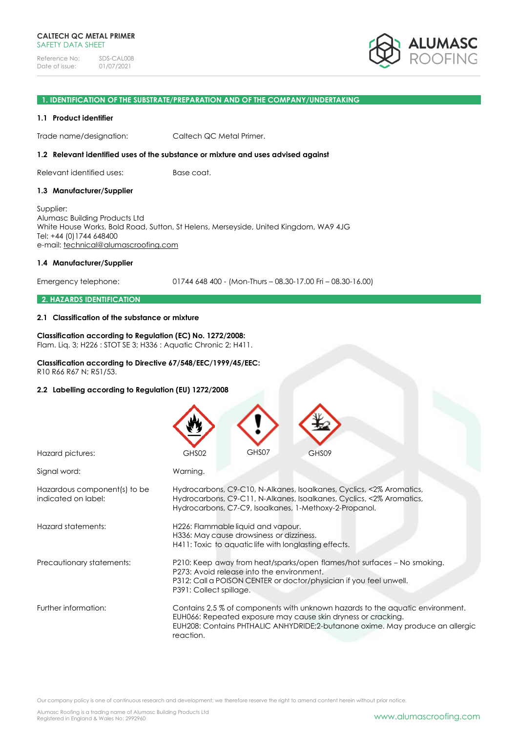**CALTECH QC METAL PRIMER**
SAFETY DATA SHEET

Reference No: SDS-CAL008
Date of issue: 01/07/2021

## 1. IDENTIFICATION OF THE SUBSTRATE/PREPARATION AND OF THE COMPANY/UNDERTAKING

### 1.1 Product identifier

Trade name/designation: Caltech QC Metal Primer.

### 1.2 Relevant identified uses of the substance or mixture and uses advised against

Relevant identified uses: Base coat.

### 1.3 Manufacturer/Supplier

Supplier:
Alumasc Building Products Ltd
White House Works, Bold Road, Sutton, St Helens, Merseyside, United Kingdom, WA9 4JG
Tel: +44 (0)1744 648400
e-mail: technical@alumascroofing.com

### 1.4 Manufacturer/Supplier

Emergency telephone: 01744 648 400 - (Mon-Thurs – 08.30-17.00 Fri – 08.30-16.00)

## 2. HAZARDS IDENTIFICATION

### 2.1 Classification of the substance or mixture

**Classification according to Regulation (EC) No. 1272/2008:**
Flam. Liq. 3; H226 : STOT SE 3; H336 : Aquatic Chronic 2; H411.

**Classification according to Directive 67/548/EEC/1999/45/EEC:**
R10 R66 R67 N; R51/53.

### 2.2 Labelling according to Regulation (EU) 1272/2008

Hazard pictures: GHS02 GHS07 GHS09

Signal word: Warning.

Hazardous component(s) to be indicated on label: Hydrocarbons, C9-C10, N-Alkanes, Isoalkanes, Cyclics, <2% Aromatics, Hydrocarbons, C9-C11, N-Alkanes, Isoalkanes, Cyclics, <2% Aromatics, Hydrocarbons, C7-C9, Isoalkanes, 1-Methoxy-2-Propanol.

Hazard statements:
H226: Flammable liquid and vapour.
H336: May cause drowsiness or dizziness.
H411: Toxic to aquatic life with longlasting effects.

Precautionary statements:
P210: Keep away from heat/sparks/open flames/hot surfaces – No smoking.
P273: Avoid release into the environment.
P312: Call a POISON CENTER or doctor/physician if you feel unwell.
P391: Collect spillage.

Further information:
Contains 2,5 % of components with unknown hazards to the aquatic environment.
EUH066: Repeated exposure may cause skin dryness or cracking.
EUH208: Contains PHTHALIC ANHYDRIDE;2-butanone oxime. May produce an allergic reaction.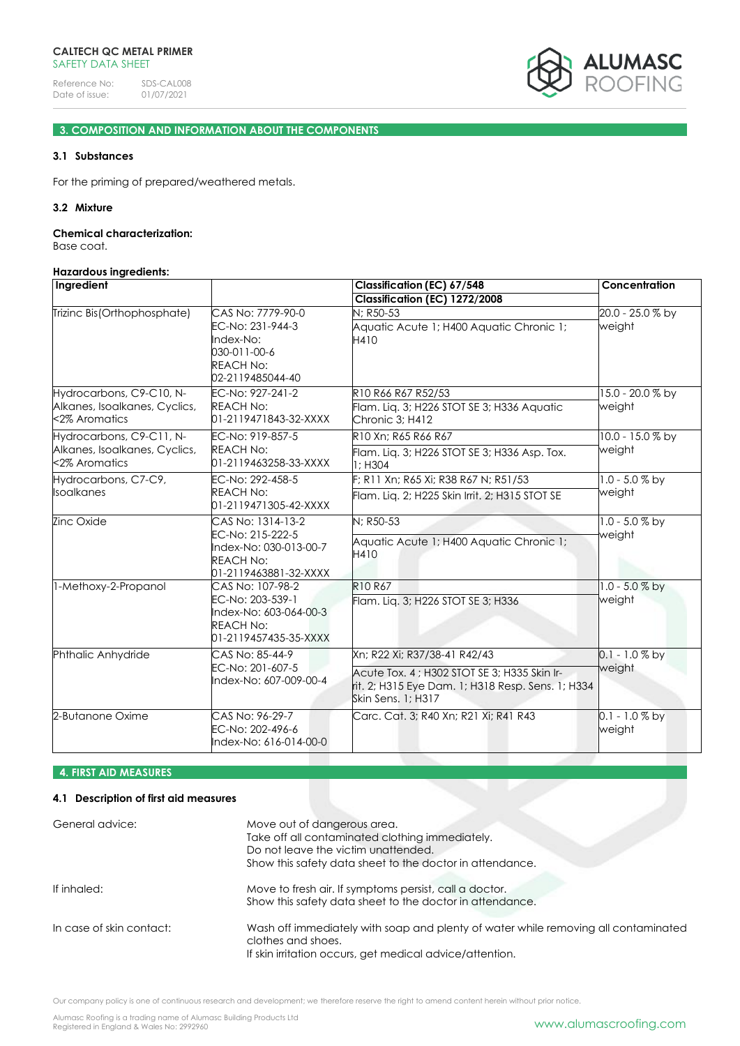## 3. COMPOSITION AND INFORMATION ABOUT THE COMPONENTS

### 3.1 Substances

For the priming of prepared/weathered metals.

### 3.2 Mixture

**Chemical characterization:**
Base coat.

**Hazardous ingredients:**

| Ingredient | | Classification (EC) 67/548<br>Classification (EC) 1272/2008 | Concentration |
|---|---|---|---|
| Trizinc Bis(Orthophosphate) | CAS No: 7779-90-0<br>EC-No: 231-944-3<br>Index-No: 030-011-00-6<br>REACH No: 02-2119485044-40 | N; R50-53<br>Aquatic Acute 1; H400 Aquatic Chronic 1; H410 | 20.0 - 25.0 % by weight |
| Hydrocarbons, C9-C10, N-Alkanes, Isoalkanes, Cyclics, <2% Aromatics | EC-No: 927-241-2<br>REACH No: 01-2119471843-32-XXXX | R10 R66 R67 R52/53<br>Flam. Liq. 3; H226 STOT SE 3; H336 Aquatic Chronic 3; H412 | 15.0 - 20.0 % by weight |
| Hydrocarbons, C9-C11, N-Alkanes, Isoalkanes, Cyclics, <2% Aromatics | EC-No: 919-857-5<br>REACH No: 01-2119463258-33-XXXX | R10 Xn; R65 R66 R67<br>Flam. Liq. 3; H226 STOT SE 3; H336 Asp. Tox. 1; H304 | 10.0 - 15.0 % by weight |
| Hydrocarbons, C7-C9, Isoalkanes | EC-No: 292-458-5<br>REACH No: 01-2119471305-42-XXXX | F; R11 Xn; R65 Xi; R38 R67 N; R51/53<br>Flam. Liq. 2; H225 Skin Irrit. 2; H315 STOT SE | 1.0 - 5.0 % by weight |
| Zinc Oxide | CAS No: 1314-13-2<br>EC-No: 215-222-5<br>Index-No: 030-013-00-7<br>REACH No: 01-2119463881-32-XXXX | N; R50-53<br>Aquatic Acute 1; H400 Aquatic Chronic 1; H410 | 1.0 - 5.0 % by weight |
| 1-Methoxy-2-Propanol | CAS No: 107-98-2<br>EC-No: 203-539-1<br>Index-No: 603-064-00-3<br>REACH No: 01-2119457435-35-XXXX | R10 R67<br>Flam. Liq. 3; H226 STOT SE 3; H336 | 1.0 - 5.0 % by weight |
| Phthalic Anhydride | CAS No: 85-44-9<br>EC-No: 201-607-5<br>Index-No: 607-009-00-4 | Xn; R22 Xi; R37/38-41 R42/43<br>Acute Tox. 4 ; H302 STOT SE 3; H335 Skin Irrit. 2; H315 Eye Dam. 1; H318 Resp. Sens. 1; H334 Skin Sens. 1; H317 | 0.1 - 1.0 % by weight |
| 2-Butanone Oxime | CAS No: 96-29-7<br>EC-No: 202-496-6<br>Index-No: 616-014-00-0 | Carc. Cat. 3; R40 Xn; R21 Xi; R41 R43 | 0.1 - 1.0 % by weight |

## 4. FIRST AID MEASURES

### 4.1 Description of first aid measures

**General advice:**
Move out of dangerous area.
Take off all contaminated clothing immediately.
Do not leave the victim unattended.
Show this safety data sheet to the doctor in attendance.

**If inhaled:**
Move to fresh air. If symptoms persist, call a doctor.
Show this safety data sheet to the doctor in attendance.

**In case of skin contact:**
Wash off immediately with soap and plenty of water while removing all contaminated clothes and shoes.
If skin irritation occurs, get medical advice/attention.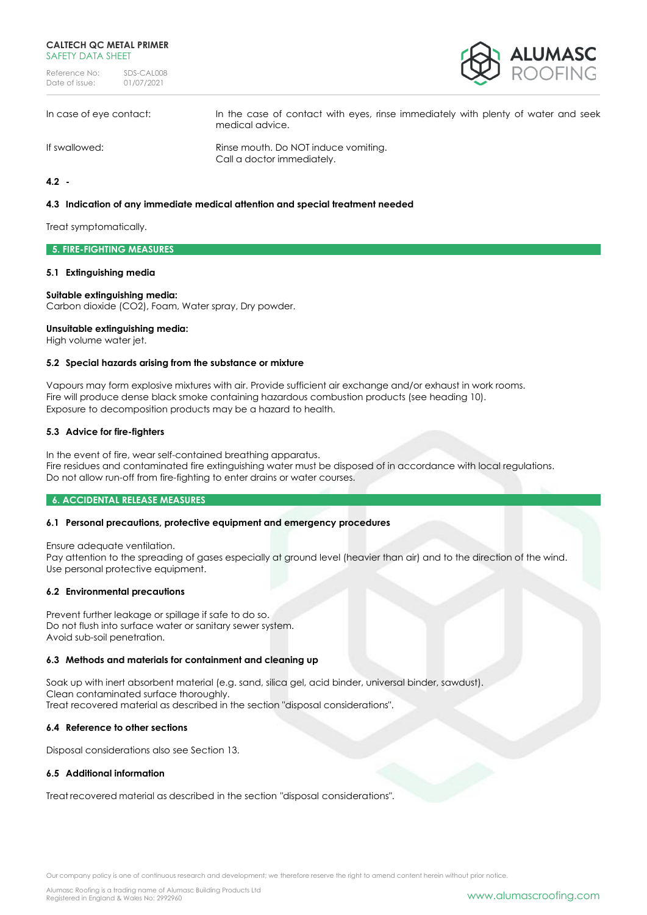| | |
|---|---|
| In case of eye contact: | In the case of contact with eyes, rinse immediately with plenty of water and seek medical advice. |
| If swallowed: | Rinse mouth. Do NOT induce vomiting.<br>Call a doctor immediately. |

**4.2 -**

**4.3 Indication of any immediate medical attention and special treatment needed**

Treat symptomatically.

## 5. FIRE-FIGHTING MEASURES

**5.1 Extinguishing media**

**Suitable extinguishing media:**
Carbon dioxide ($CO_2$), Foam, Water spray, Dry powder.

**Unsuitable extinguishing media:**
High volume water jet.

**5.2 Special hazards arising from the substance or mixture**

Vapours may form explosive mixtures with air. Provide sufficient air exchange and/or exhaust in work rooms.
Fire will produce dense black smoke containing hazardous combustion products (see heading 10).
Exposure to decomposition products may be a hazard to health.

**5.3 Advice for fire-fighters**

In the event of fire, wear self-contained breathing apparatus.
Fire residues and contaminated fire extinguishing water must be disposed of in accordance with local regulations.
Do not allow run-off from fire-fighting to enter drains or water courses.

## 6. ACCIDENTAL RELEASE MEASURES

**6.1 Personal precautions, protective equipment and emergency procedures**

Ensure adequate ventilation.
Pay attention to the spreading of gases especially at ground level (heavier than air) and to the direction of the wind.
Use personal protective equipment.

**6.2 Environmental precautions**

Prevent further leakage or spillage if safe to do so.
Do not flush into surface water or sanitary sewer system.
Avoid sub-soil penetration.

**6.3 Methods and materials for containment and cleaning up**

Soak up with inert absorbent material (e.g. sand, silica gel, acid binder, universal binder, sawdust).
Clean contaminated surface thoroughly.
Treat recovered material as described in the section "disposal considerations".

**6.4 Reference to other sections**

Disposal considerations also see Section 13.

**6.5 Additional information**

Treat recovered material as described in the section "disposal considerations".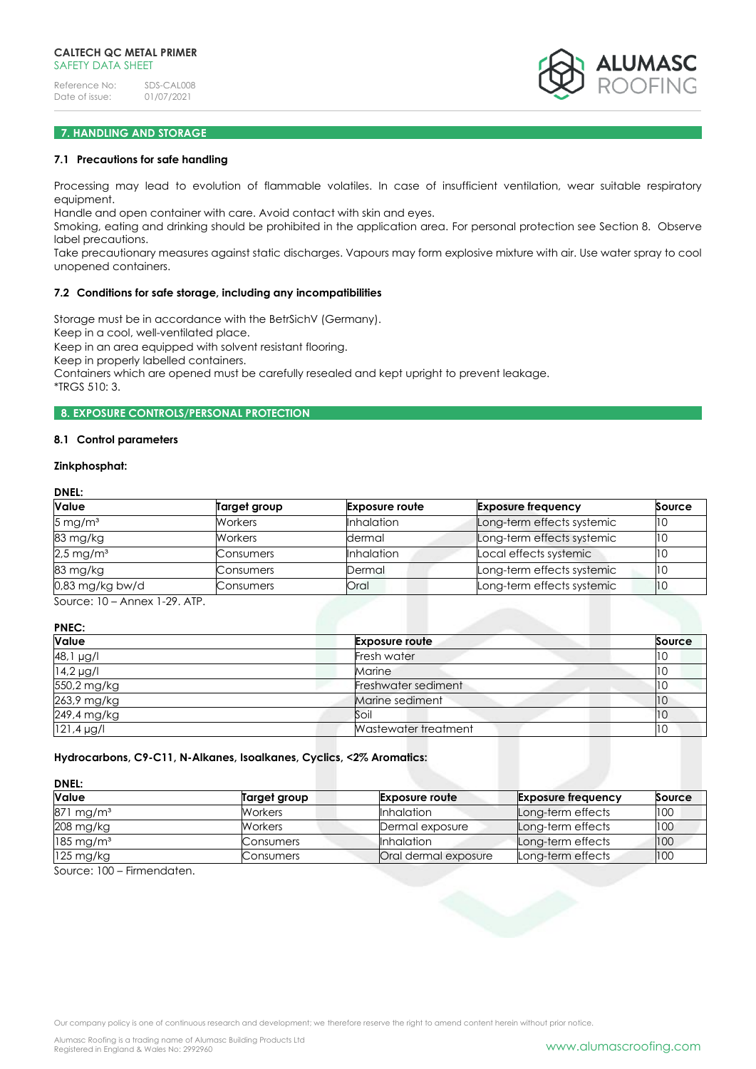## 7. HANDLING AND STORAGE

### 7.1 Precautions for safe handling

Processing may lead to evolution of flammable volatiles. In case of insufficient ventilation, wear suitable respiratory equipment.
Handle and open container with care. Avoid contact with skin and eyes.
Smoking, eating and drinking should be prohibited in the application area. For personal protection see Section 8. Observe label precautions.
Take precautionary measures against static discharges. Vapours may form explosive mixture with air. Use water spray to cool unopened containers.

### 7.2 Conditions for safe storage, including any incompatibilities

Storage must be in accordance with the BetrSichV (Germany).
Keep in a cool, well-ventilated place.
Keep in an area equipped with solvent resistant flooring.
Keep in properly labelled containers.
Containers which are opened must be carefully resealed and kept upright to prevent leakage.
*TRGS 510: 3.

## 8. EXPOSURE CONTROLS/PERSONAL PROTECTION

### 8.1 Control parameters

**Zinkphosphat:**

**DNEL:**

| Value | Target group | Exposure route | Exposure frequency | Source |
|---|---|---|---|---|
| 5 mg/m³ | Workers | Inhalation | Long-term effects systemic | 10 |
| 83 mg/kg | Workers | dermal | Long-term effects systemic | 10 |
| 2,5 mg/m³ | Consumers | Inhalation | Local effects systemic | 10 |
| 83 mg/kg | Consumers | Dermal | Long-term effects systemic | 10 |
| 0,83 mg/kg bw/d | Consumers | Oral | Long-term effects systemic | 10 |

Source: 10 – Annex 1-29. ATP.

**PNEC:**

| Value | Exposure route | Source |
|---|---|---|
| 48,1 µg/l | Fresh water | 10 |
| 14,2 µg/l | Marine | 10 |
| 550,2 mg/kg | Freshwater sediment | 10 |
| 263,9 mg/kg | Marine sediment | 10 |
| 249,4 mg/kg | Soil | 10 |
| 121,4 µg/l | Wastewater treatment | 10 |

**Hydrocarbons, C9-C11, N-Alkanes, Isoalkanes, Cyclics, <2% Aromatics:**

**DNEL:**

| Value | Target group | Exposure route | Exposure frequency | Source |
|---|---|---|---|---|
| 871 mg/m³ | Workers | Inhalation | Long-term effects | 100 |
| 208 mg/kg | Workers | Dermal exposure | Long-term effects | 100 |
| 185 mg/m³ | Consumers | Inhalation | Long-term effects | 100 |
| 125 mg/kg | Consumers | Oral dermal exposure | Long-term effects | 100 |

Source: 100 – Firmendaten.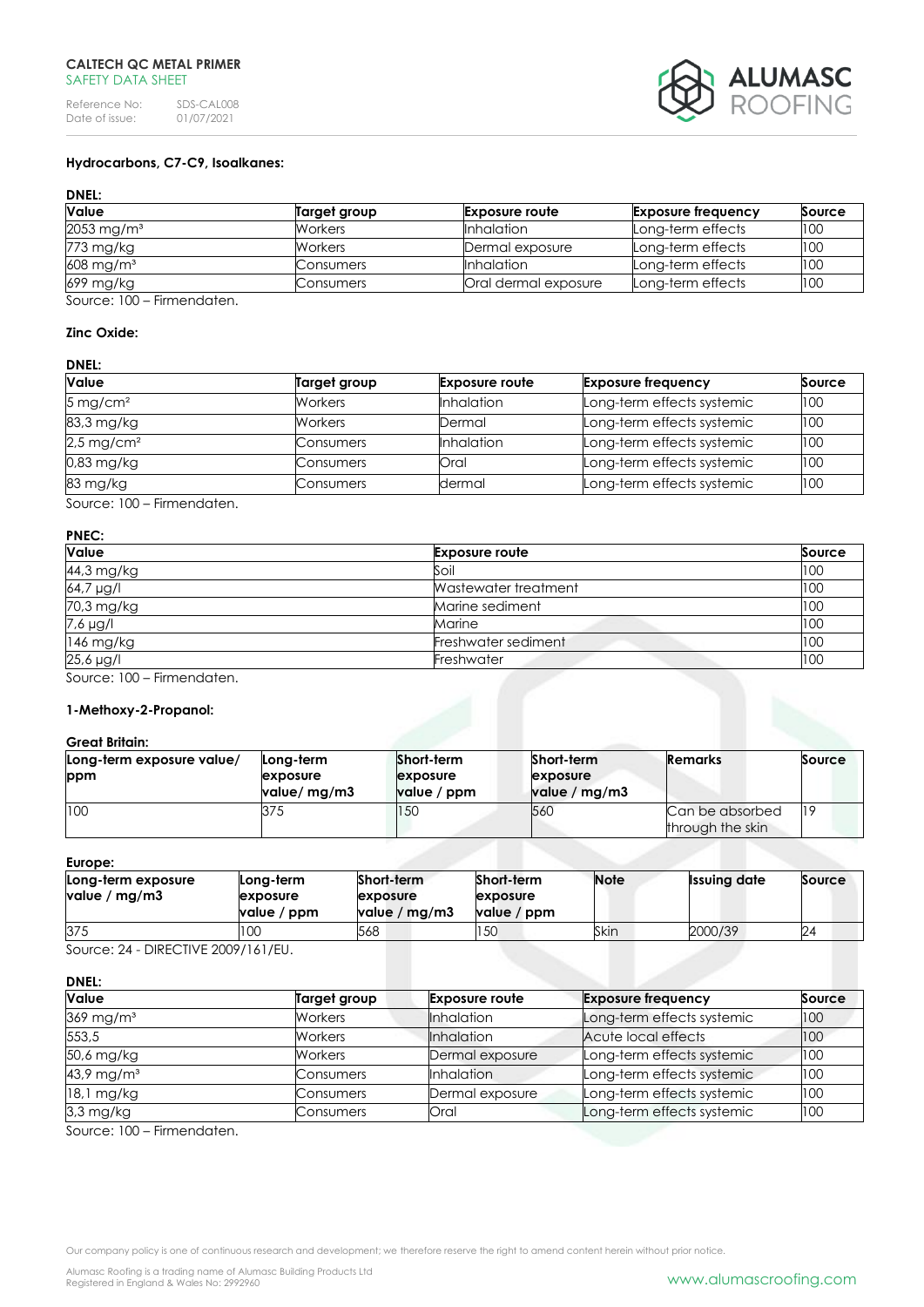### Hydrocarbons, C7-C9, Isoalkanes:

**DNEL:**

| Value | Target group | Exposure route | Exposure frequency | Source |
|---|---|---|---|---|
| 2053 mg/m³ | Workers | Inhalation | Long-term effects | 100 |
| 773 mg/kg | Workers | Dermal exposure | Long-term effects | 100 |
| 608 mg/m³ | Consumers | Inhalation | Long-term effects | 100 |
| 699 mg/kg | Consumers | Oral dermal exposure | Long-term effects | 100 |

Source: 100 – Firmendaten.

### Zinc Oxide:

**DNEL:**

| Value | Target group | Exposure route | Exposure frequency | Source |
|---|---|---|---|---|
| 5 mg/cm² | Workers | Inhalation | Long-term effects systemic | 100 |
| 83,3 mg/kg | Workers | Dermal | Long-term effects systemic | 100 |
| 2,5 mg/cm² | Consumers | Inhalation | Long-term effects systemic | 100 |
| 0,83 mg/kg | Consumers | Oral | Long-term effects systemic | 100 |
| 83 mg/kg | Consumers | dermal | Long-term effects systemic | 100 |

Source: 100 – Firmendaten.

**PNEC:**

| Value | Exposure route | Source |
|---|---|---|
| 44,3 mg/kg | Soil | 100 |
| 64,7 µg/l | Wastewater treatment | 100 |
| 70,3 mg/kg | Marine sediment | 100 |
| 7,6 µg/l | Marine | 100 |
| 146 mg/kg | Freshwater sediment | 100 |
| 25,6 µg/l | Freshwater | 100 |

Source: 100 – Firmendaten.

### 1-Methoxy-2-Propanol:

**Great Britain:**

| Long-term exposure value/ ppm | Long-term exposure value/ mg/m3 | Short-term exposure value / ppm | Short-term exposure value / mg/m3 | Remarks | Source |
|---|---|---|---|---|---|
| 100 | 375 | 150 | 560 | Can be absorbed through the skin | 19 |

**Europe:**

| Long-term exposure value / mg/m3 | Long-term exposure value / ppm | Short-term exposure value / mg/m3 | Short-term exposure value / ppm | Note | Issuing date | Source |
|---|---|---|---|---|---|---|
| 375 | 100 | 568 | 150 | Skin | 2000/39 | 24 |

Source: 24 - DIRECTIVE 2009/161/EU.

**DNEL:**

| Value | Target group | Exposure route | Exposure frequency | Source |
|---|---|---|---|---|
| 369 mg/m³ | Workers | Inhalation | Long-term effects systemic | 100 |
| 553,5 | Workers | Inhalation | Acute local effects | 100 |
| 50,6 mg/kg | Workers | Dermal exposure | Long-term effects systemic | 100 |
| 43,9 mg/m³ | Consumers | Inhalation | Long-term effects systemic | 100 |
| 18,1 mg/kg | Consumers | Dermal exposure | Long-term effects systemic | 100 |
| 3,3 mg/kg | Consumers | Oral | Long-term effects systemic | 100 |

Source: 100 – Firmendaten.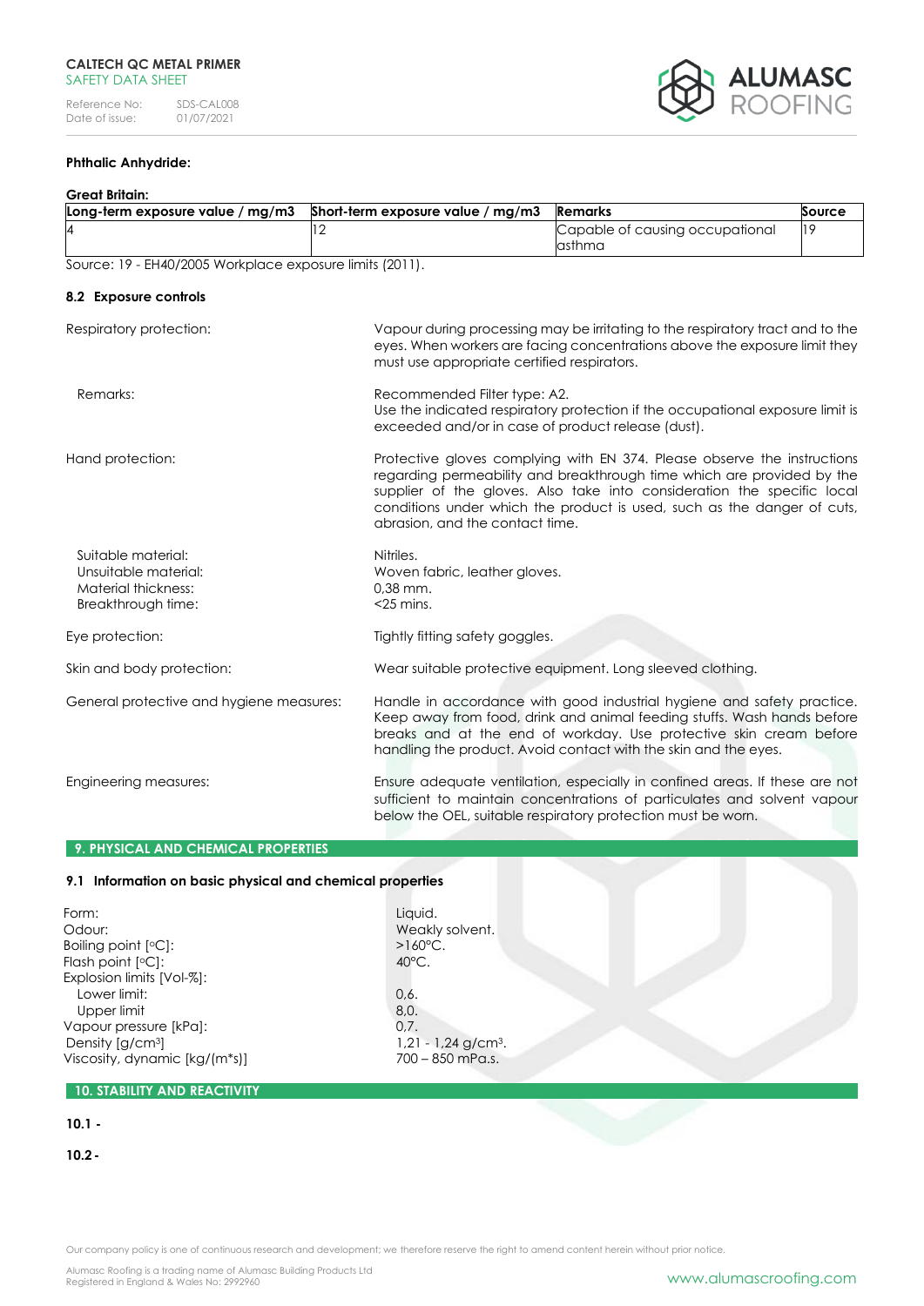**Phthalic Anhydride:**

**Great Britain:**

| Long-term exposure value / mg/m3 | Short-term exposure value / mg/m3 | Remarks | Source |
|---|---|---|---|
| 4 | 12 | Capable of causing occupational asthma | 19 |

Source: 19 - EH40/2005 Workplace exposure limits (2011).

### 8.2 Exposure controls

Respiratory protection: Vapour during processing may be irritating to the respiratory tract and to the eyes. When workers are facing concentrations above the exposure limit they must use appropriate certified respirators.

Remarks: Recommended Filter type: A2.
Use the indicated respiratory protection if the occupational exposure limit is exceeded and/or in case of product release (dust).

Hand protection: Protective gloves complying with EN 374. Please observe the instructions regarding permeability and breakthrough time which are provided by the supplier of the gloves. Also take into consideration the specific local conditions under which the product is used, such as the danger of cuts, abrasion, and the contact time.

Suitable material: Nitriles.
Unsuitable material: Woven fabric, leather gloves.
Material thickness: 0,38 mm.
Breakthrough time: <25 mins.

Eye protection: Tightly fitting safety goggles.

Skin and body protection: Wear suitable protective equipment. Long sleeved clothing.

General protective and hygiene measures: Handle in accordance with good industrial hygiene and safety practice. Keep away from food, drink and animal feeding stuffs. Wash hands before breaks and at the end of workday. Use protective skin cream before handling the product. Avoid contact with the skin and the eyes.

Engineering measures: Ensure adequate ventilation, especially in confined areas. If these are not sufficient to maintain concentrations of particulates and solvent vapour below the OEL, suitable respiratory protection must be worn.

## 9. PHYSICAL AND CHEMICAL PROPERTIES

### 9.1 Information on basic physical and chemical properties

Form: Liquid.
Odour: Weakly solvent.
Boiling point [°C]: >160°C.
Flash point [°C]: 40°C.
Explosion limits [Vol-%]:
Lower limit: 0,6.
Upper limit 8,0.
Vapour pressure [kPa]: 0,7.
Density [g/cm³] 1,21 - 1,24 g/cm³.
Viscosity, dynamic [kg/(m*s)] 700 – 850 mPa.s.

## 10. STABILITY AND REACTIVITY

**10.1 -**

**10.2 -**

Our company policy is one of continuous research and development; we therefore reserve the right to amend content herein without prior notice.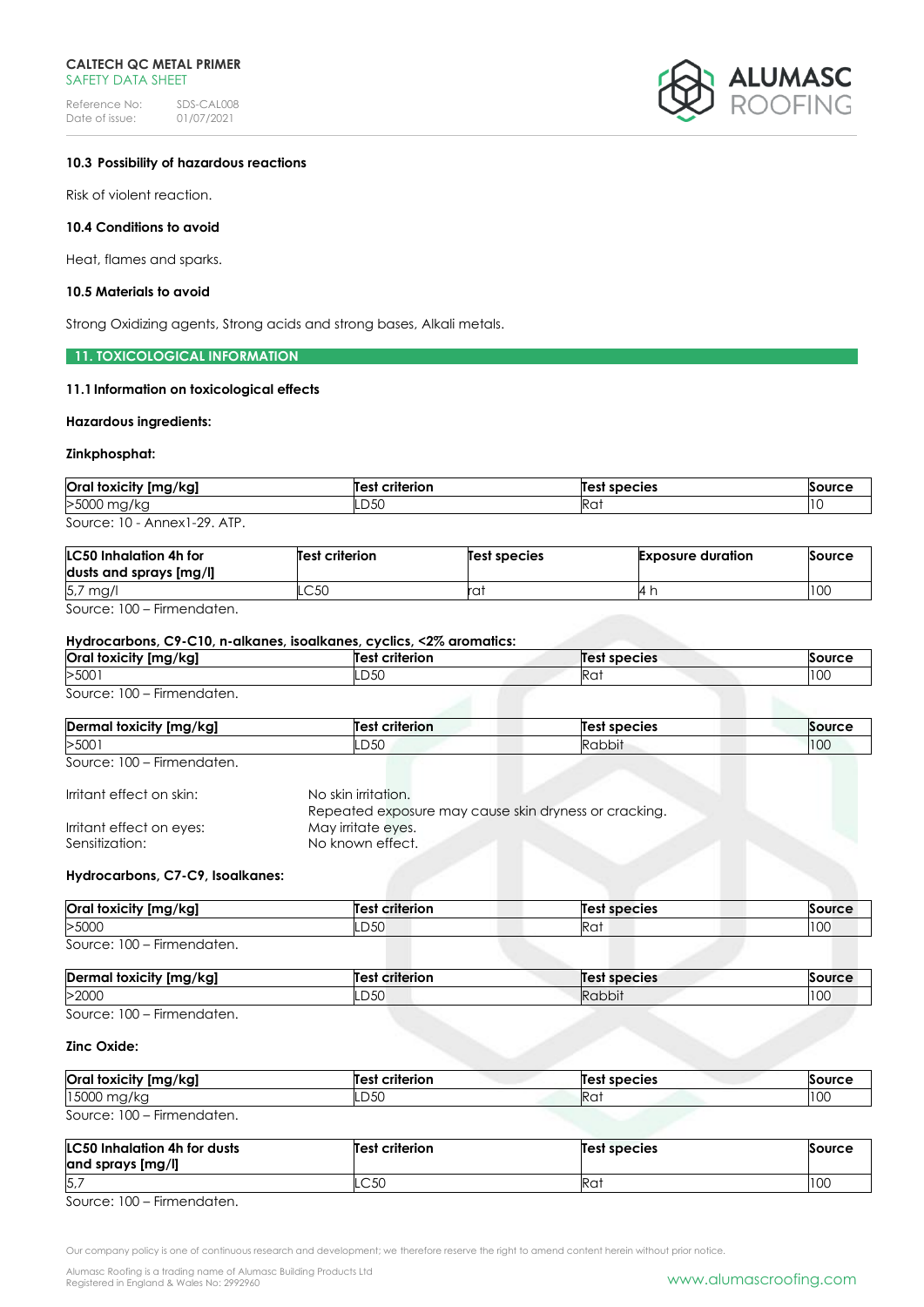#### 10.3 Possibility of hazardous reactions

Risk of violent reaction.

#### 10.4 Conditions to avoid

Heat, flames and sparks.

#### 10.5 Materials to avoid

Strong Oxidizing agents, Strong acids and strong bases, Alkali metals.

## 11. TOXICOLOGICAL INFORMATION

### 11.1 Information on toxicological effects

**Hazardous ingredients:**

**Zinkphosphat:**

| Oral toxicity [mg/kg] | Test criterion | Test species | Source |
|---|---|---|---|
| >5000 mg/kg | LD50 | Rat | 10 |

Source: 10 - Annex1-29. ATP.

| LC50 Inhalation 4h for dusts and sprays [mg/l] | Test criterion | Test species | Exposure duration | Source |
|---|---|---|---|---|
| 5,7 mg/l | LC50 | rat | 4 h | 100 |

Source: 100 – Firmendaten.

**Hydrocarbons, C9-C10, n-alkanes, isoalkanes, cyclics, <2% aromatics:**

| Oral toxicity [mg/kg] | Test criterion | Test species | Source |
|---|---|---|---|
| >5001 | LD50 | Rat | 100 |

Source: 100 – Firmendaten.

| Dermal toxicity [mg/kg] | Test criterion | Test species | Source |
|---|---|---|---|
| >5001 | LD50 | Rabbit | 100 |

Source: 100 – Firmendaten.

Irritant effect on skin: No skin irritation. Repeated exposure may cause skin dryness or cracking.
Irritant effect on eyes: May irritate eyes.
Sensitization: No known effect.

**Hydrocarbons, C7-C9, Isoalkanes:**

| Oral toxicity [mg/kg] | Test criterion | Test species | Source |
|---|---|---|---|
| >5000 | LD50 | Rat | 100 |

Source: 100 – Firmendaten.

| Dermal toxicity [mg/kg] | Test criterion | Test species | Source |
|---|---|---|---|
| >2000 | LD50 | Rabbit | 100 |

Source: 100 – Firmendaten.

**Zinc Oxide:**

| Oral toxicity [mg/kg] | Test criterion | Test species | Source |
|---|---|---|---|
| 15000 mg/kg | LD50 | Rat | 100 |

Source: 100 – Firmendaten.

| LC50 Inhalation 4h for dusts and sprays [mg/l] | Test criterion | Test species | Source |
|---|---|---|---|
| 5,7 | LC50 | Rat | 100 |

Source: 100 – Firmendaten.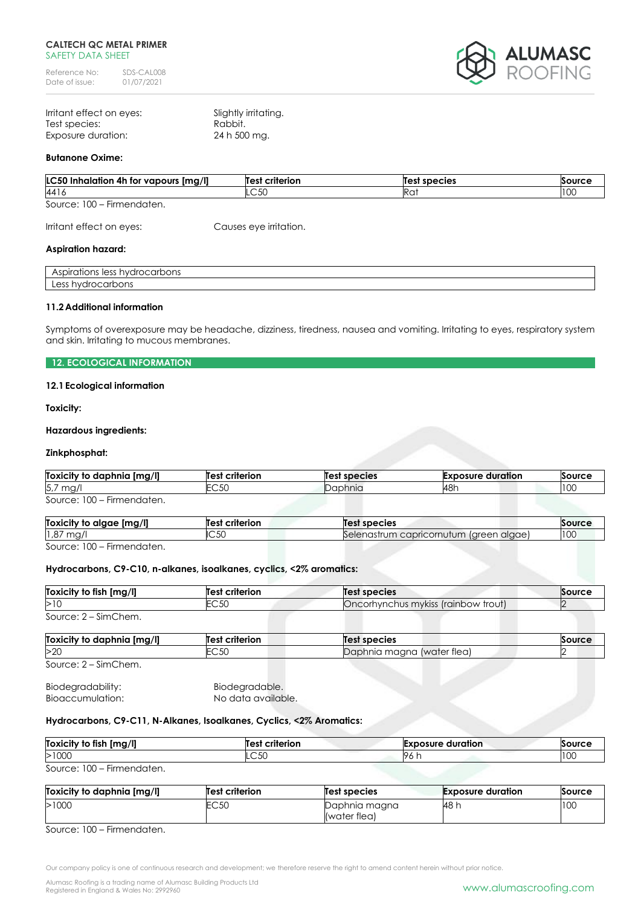Irritant effect on eyes: Slightly irritating.
Test species: Rabbit.
Exposure duration: 24 h 500 mg.

**Butanone Oxime:**

| LC50 Inhalation 4h for vapours [mg/l] | Test criterion | Test species | Source |
|---|---|---|---|
| 4416 | LC50 | Rat | 100 |

Source: 100 – Firmendaten.

Irritant effect on eyes: Causes eye irritation.

**Aspiration hazard:**

| Aspirations less hydrocarbons |
|---|
| Less hydrocarbons |

**11.2 Additional information**

Symptoms of overexposure may be headache, dizziness, tiredness, nausea and vomiting. Irritating to eyes, respiratory system and skin. Irritating to mucous membranes.

## 12. ECOLOGICAL INFORMATION

**12.1 Ecological information**

**Toxicity:**

**Hazardous ingredients:**

**Zinkphosphat:**

| Toxicity to daphnia [mg/l] | Test criterion | Test species | Exposure duration | Source |
|---|---|---|---|---|
| 5,7 mg/l | EC50 | Daphnia | 48h | 100 |

Source: 100 – Firmendaten.

| Toxicity to algae [mg/l] | Test criterion | Test species | Source |
|---|---|---|---|
| 1,87 mg/l | IC50 | Selenastrum capricornutum (green algae) | 100 |

Source: 100 – Firmendaten.

**Hydrocarbons, C9-C10, n-alkanes, isoalkanes, cyclics, <2% aromatics:**

| Toxicity to fish [mg/l] | Test criterion | Test species | Source |
|---|---|---|---|
| >10 | EC50 | Oncorhynchus mykiss (rainbow trout) | 2 |

Source: 2 – SimChem.

| Toxicity to daphnia [mg/l] | Test criterion | Test species | Source |
|---|---|---|---|
| >20 | EC50 | Daphnia magna (water flea) | 2 |

Source: 2 – SimChem.

Biodegradability: Biodegradable.
Bioaccumulation: No data available.

**Hydrocarbons, C9-C11, N-Alkanes, Isoalkanes, Cyclics, <2% Aromatics:**

| Toxicity to fish [mg/l] | Test criterion | Exposure duration | Source |
|---|---|---|---|
| >1000 | LC50 | 96 h | 100 |

Source: 100 – Firmendaten.

| Toxicity to daphnia [mg/l] | Test criterion | Test species | Exposure duration | Source |
|---|---|---|---|---|
| >1000 | EC50 | Daphnia magna (water flea) | 48 h | 100 |

Source: 100 – Firmendaten.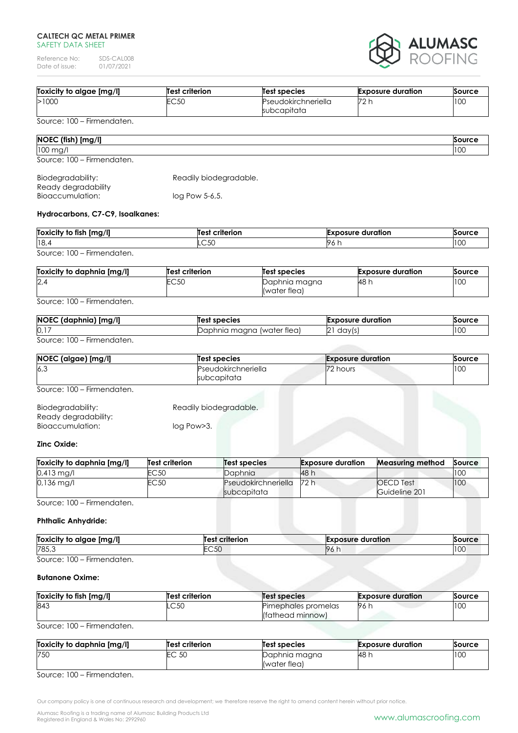| Toxicity to algae [mg/l] | Test criterion | Test species | Exposure duration | Source |
| --- | --- | --- | --- | --- |
| >1000 | EC50 | Pseudokirchneriella subcapitata | 72 h | 100 |

Source: 100 – Firmendaten.

| NOEC (fish) [mg/l] | Source |
| --- | --- |
| 100 mg/l | 100 |

Source: 100 – Firmendaten.

Biodegradability: Readily biodegradable.
Ready degradability
Bioaccumulation: log Pow 5-6,5.

**Hydrocarbons, C7-C9, Isoalkanes:**

| Toxicity to fish [mg/l] | Test criterion | Exposure duration | Source |
| --- | --- | --- | --- |
| 18,4 | LC50 | 96 h | 100 |

Source: 100 – Firmendaten.

| Toxicity to daphnia [mg/l] | Test criterion | Test species | Exposure duration | Source |
| --- | --- | --- | --- | --- |
| 2,4 | EC50 | Daphnia magna (water flea) | 48 h | 100 |

Source: 100 – Firmendaten.

| NOEC (daphnia) [mg/l] | Test species | Exposure duration | Source |
| --- | --- | --- | --- |
| 0,17 | Daphnia magna (water flea) | 21 day(s) | 100 |

Source: 100 – Firmendaten.

| NOEC (algae) [mg/l] | Test species | Exposure duration | Source |
| --- | --- | --- | --- |
| 6,3 | Pseudokirchneriella subcapitata | 72 hours | 100 |

Source: 100 – Firmendaten.

Biodegradability: Readily biodegradable.
Ready degradability:
Bioaccumulation: log Pow>3.

**Zinc Oxide:**

| Toxicity to daphnia [mg/l] | Test criterion | Test species | Exposure duration | Measuring method | Source |
| --- | --- | --- | --- | --- | --- |
| 0,413 mg/l | EC50 | Daphnia | 48 h | | 100 |
| 0,136 mg/l | EC50 | Pseudokirchneriella subcapitata | 72 h | OECD Test Guideline 201 | 100 |

Source: 100 – Firmendaten.

**Phthalic Anhydride:**

| Toxicity to algae [mg/l] | Test criterion | Exposure duration | Source |
| --- | --- | --- | --- |
| 785,3 | EC50 | 96 h | 100 |

Source: 100 – Firmendaten.

**Butanone Oxime:**

| Toxicity to fish [mg/l] | Test criterion | Test species | Exposure duration | Source |
| --- | --- | --- | --- | --- |
| 843 | LC50 | Pimephales promelas (fathead minnow) | 96 h | 100 |

Source: 100 – Firmendaten.

| Toxicity to daphnia [mg/l] | Test criterion | Test species | Exposure duration | Source |
| --- | --- | --- | --- | --- |
| 750 | EC 50 | Daphnia magna (water flea) | 48 h | 100 |

Source: 100 – Firmendaten.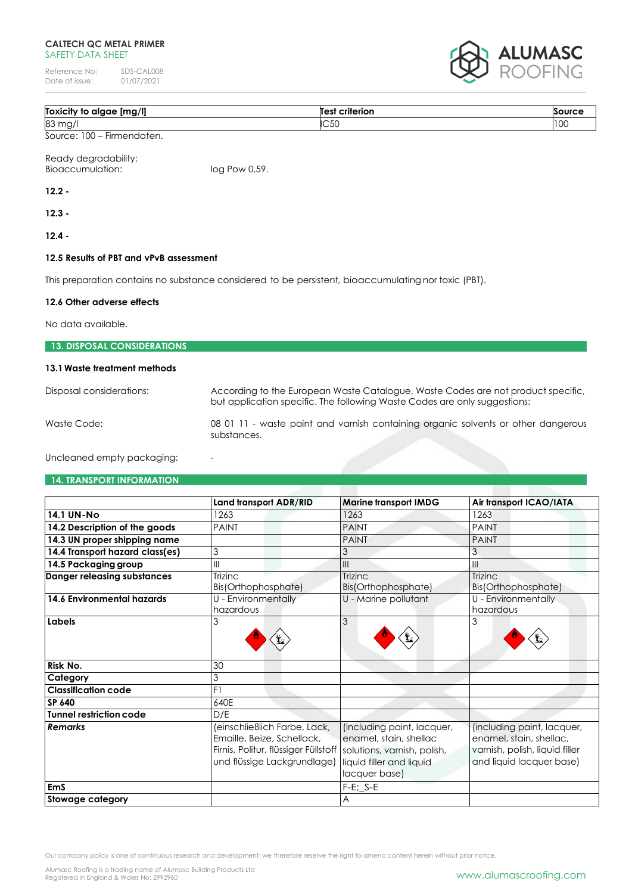| Toxicity to algae [mg/l] | Test criterion | Source |
|---|---|---|
| 83 mg/l | IC50 | 100 |

Source: 100 – Firmendaten.

Ready degradability:

Bioaccumulation: log Pow 0,59.

**12.2 -**

**12.3 -**

**12.4 -**

**12.5 Results of PBT and vPvB assessment**

This preparation contains no substance considered to be persistent, bioaccumulating nor toxic (PBT).

**12.6 Other adverse effects**

No data available.

## 13. DISPOSAL CONSIDERATIONS

**13.1 Waste treatment methods**

Disposal considerations: According to the European Waste Catalogue, Waste Codes are not product specific, but application specific. The following Waste Codes are only suggestions:

Waste Code: 08 01 11 - waste paint and varnish containing organic solvents or other dangerous substances.

Uncleaned empty packaging: -

## 14. TRANSPORT INFORMATION

| | Land transport ADR/RID | Marine transport IMDG | Air transport ICAO/IATA |
|---|---|---|---|
| **14.1 UN-No** | 1263 | 1263 | 1263 |
| **14.2 Description of the goods** | PAINT | PAINT | PAINT |
| **14.3 UN proper shipping name** | | PAINT | PAINT |
| **14.4 Transport hazard class(es)** | 3 | 3 | 3 |
| **14.5 Packaging group** | III | III | III |
| **Danger releasing substances** | Trizinc Bis(Orthophosphate) | Trizinc Bis(Orthophosphate) | Trizinc Bis(Orthophosphate) |
| **14.6 Environmental hazards** | U - Environmentally hazardous | U - Marine pollutant | U - Environmentally hazardous |
| **Labels** | 3 | 3 | 3 |
| **Risk No.** | 30 | | |
| **Category** | 3 | | |
| **Classification code** | F1 | | |
| **SP 640** | 640E | | |
| **Tunnel restriction code** | D/E | | |
| ***Remarks*** | (einschließlich Farbe, Lack, Emaille, Beize, Schellack, Firnis, Politur, flüssiger Füllstoff und flüssige Lackgrundlage) | (including paint, lacquer, enamel, stain, shellac solutions, varnish, polish, liquid filler and liquid lacquer base) | (including paint, lacquer, enamel, stain, shellac, varnish, polish, liquid filler and liquid lacquer base) |
| **EmS** | | F-E;_S-E | |
| **Stowage category** | | A | |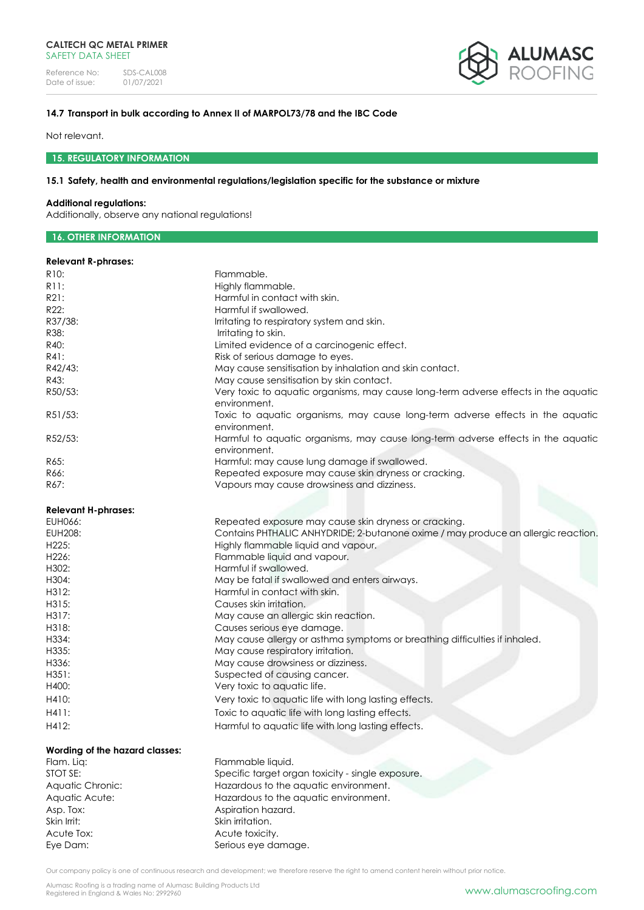### 14.7 Transport in bulk according to Annex II of MARPOL73/78 and the IBC Code

Not relevant.

## 15. REGULATORY INFORMATION

### 15.1 Safety, health and environmental regulations/legislation specific for the substance or mixture

**Additional regulations:**
Additionally, observe any national regulations!

## 16. OTHER INFORMATION

**Relevant R-phrases:**

| | |
|---|---|
| R10: | Flammable. |
| R11: | Highly flammable. |
| R21: | Harmful in contact with skin. |
| R22: | Harmful if swallowed. |
| R37/38: | Irritating to respiratory system and skin. |
| R38: | Irritating to skin. |
| R40: | Limited evidence of a carcinogenic effect. |
| R41: | Risk of serious damage to eyes. |
| R42/43: | May cause sensitisation by inhalation and skin contact. |
| R43: | May cause sensitisation by skin contact. |
| R50/53: | Very toxic to aquatic organisms, may cause long-term adverse effects in the aquatic environment. |
| R51/53: | Toxic to aquatic organisms, may cause long-term adverse effects in the aquatic environment. |
| R52/53: | Harmful to aquatic organisms, may cause long-term adverse effects in the aquatic environment. |
| R65: | Harmful: may cause lung damage if swallowed. |
| R66: | Repeated exposure may cause skin dryness or cracking. |
| R67: | Vapours may cause drowsiness and dizziness. |

**Relevant H-phrases:**

| | |
|---|---|
| EUH066: | Repeated exposure may cause skin dryness or cracking. |
| EUH208: | Contains PHTHALIC ANHYDRIDE; 2-butanone oxime / may produce an allergic reaction. |
| H225: | Highly flammable liquid and vapour. |
| H226: | Flammable liquid and vapour. |
| H302: | Harmful if swallowed. |
| H304: | May be fatal if swallowed and enters airways. |
| H312: | Harmful in contact with skin. |
| H315: | Causes skin irritation. |
| H317: | May cause an allergic skin reaction. |
| H318: | Causes serious eye damage. |
| H334: | May cause allergy or asthma symptoms or breathing difficulties if inhaled. |
| H335: | May cause respiratory irritation. |
| H336: | May cause drowsiness or dizziness. |
| H351: | Suspected of causing cancer. |
| H400: | Very toxic to aquatic life. |
| H410: | Very toxic to aquatic life with long lasting effects. |
| H411: | Toxic to aquatic life with long lasting effects. |
| H412: | Harmful to aquatic life with long lasting effects. |

**Wording of the hazard classes:**

| | |
|---|---|
| Flam. Liq: | Flammable liquid. |
| STOT SE: | Specific target organ toxicity - single exposure. |
| Aquatic Chronic: | Hazardous to the aquatic environment. |
| Aquatic Acute: | Hazardous to the aquatic environment. |
| Asp. Tox: | Aspiration hazard. |
| Skin Irrit: | Skin irritation. |
| Acute Tox: | Acute toxicity. |
| Eye Dam: | Serious eye damage. |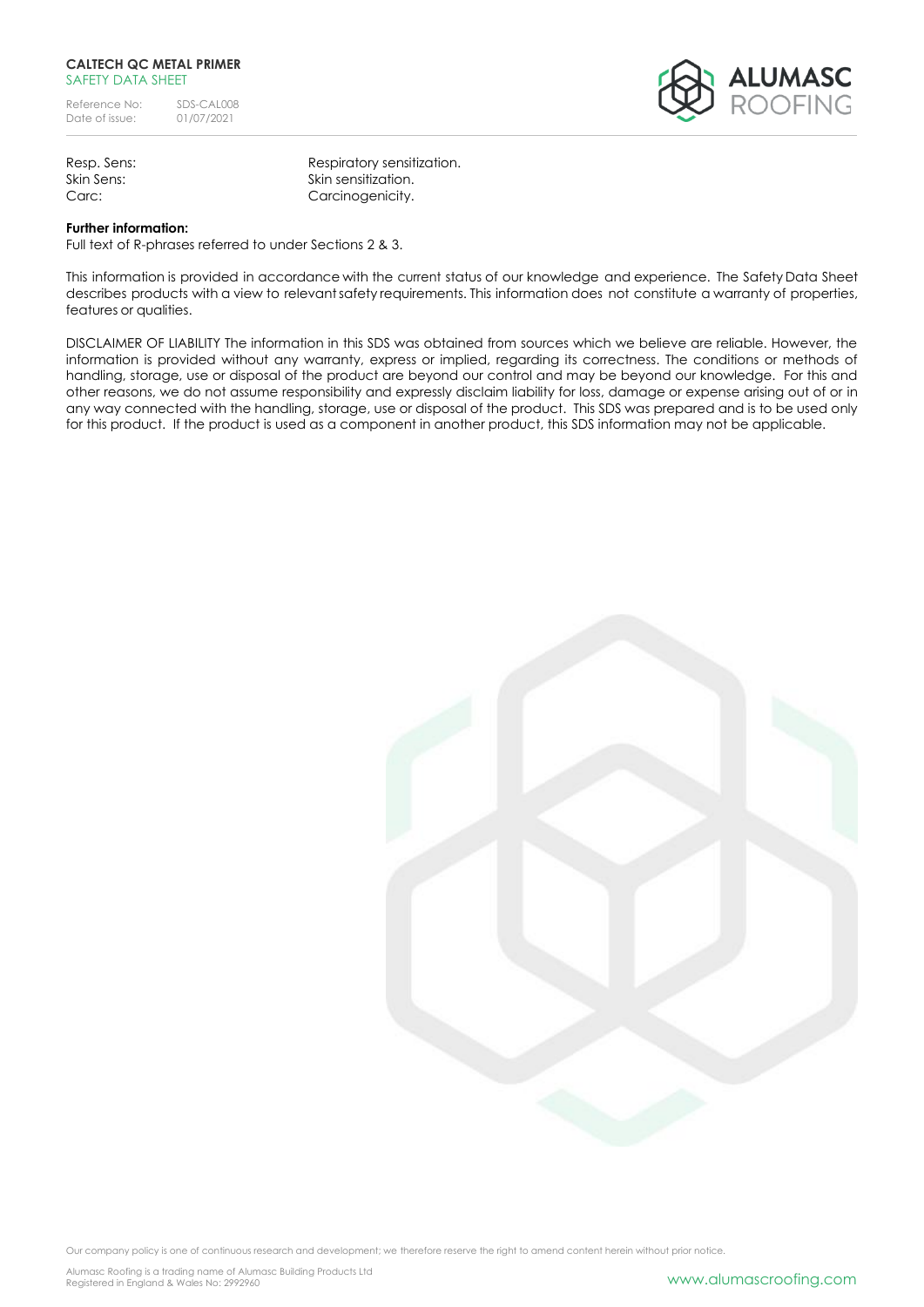| | |
|---|---|
| Resp. Sens: | Respiratory sensitization. |
| Skin Sens: | Skin sensitization. |
| Carc: | Carcinogenicity. |

**Further information:**
Full text of R-phrases referred to under Sections 2 & 3.

This information is provided in accordance with the current status of our knowledge and experience. The Safety Data Sheet describes products with a view to relevant safety requirements. This information does not constitute a warranty of properties, features or qualities.

DISCLAIMER OF LIABILITY The information in this SDS was obtained from sources which we believe are reliable. However, the information is provided without any warranty, express or implied, regarding its correctness. The conditions or methods of handling, storage, use or disposal of the product are beyond our control and may be beyond our knowledge. For this and other reasons, we do not assume responsibility and expressly disclaim liability for loss, damage or expense arising out of or in any way connected with the handling, storage, use or disposal of the product. This SDS was prepared and is to be used only for this product. If the product is used as a component in another product, this SDS information may not be applicable.